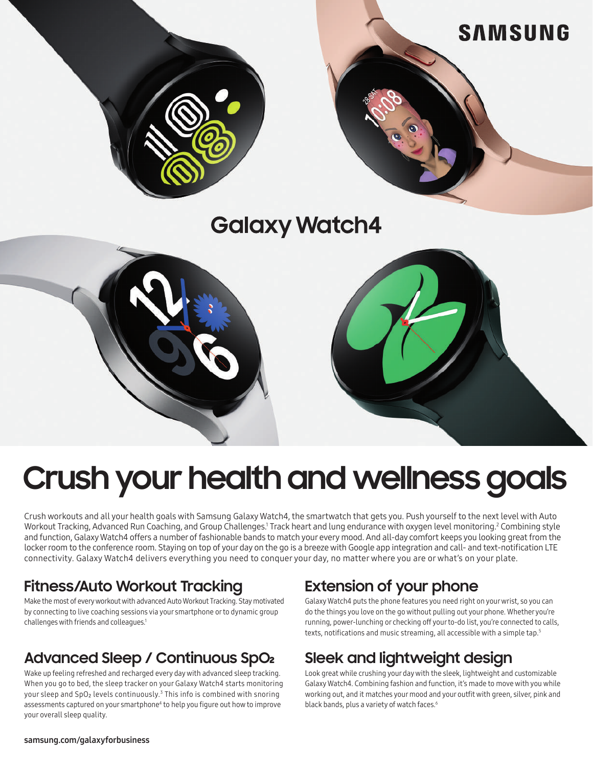SAMSUNG

# Galaxy Watch4

# Crush your health and wellness goals

Crush workouts and all your health goals with Samsung Galaxy Watch4, the smartwatch that gets you. Push yourself to the next level with Auto Workout Tracking, Advanced Run Coaching, and Group Challenges.[1] Track heart and lung endurance with oxygen level monitoring.[2] Combining style and function, Galaxy Watch4 offers a number of fashionable bands to match your every mood. And all-day comfort keeps you looking great from the locker room to the conference room. Staying on top of your day on the go is a breeze with Google app integration and call- and text-notification LTE connectivity. Galaxy Watch4 delivers everything you need to conquer your day, no matter where you are or what's on your plate.

## Fitness/Auto Workout Tracking

Make the most of every workout with advanced Auto Workout Tracking. Stay motivated by connecting to live coaching sessions via your smartphone or to dynamic group challenges with friends and colleagues.[1]

## Advanced Sleep / Continuous $SpO_2$

Wake up feeling refreshed and recharged every day with advanced sleep tracking. When you go to bed, the sleep tracker on your Galaxy Watch4 starts monitoring your sleep and $SpO_2$ levels continuously.[3] This info is combined with snoring assessments captured on your smartphone[4] to help you figure out how to improve your overall sleep quality.

## Extension of your phone

Galaxy Watch4 puts the phone features you need right on your wrist, so you can do the things you love on the go without pulling out your phone. Whether you're running, power-lunching or checking off your to-do list, you're connected to calls, texts, notifications and music streaming, all accessible with a simple tap.[5]

## Sleek and lightweight design

Look great while crushing your day with the sleek, lightweight and customizable Galaxy Watch4. Combining fashion and function, it's made to move with you while working out, and it matches your mood and your outfit with green, silver, pink and black bands, plus a variety of watch faces.[6]

samsung.com/galaxyforbusiness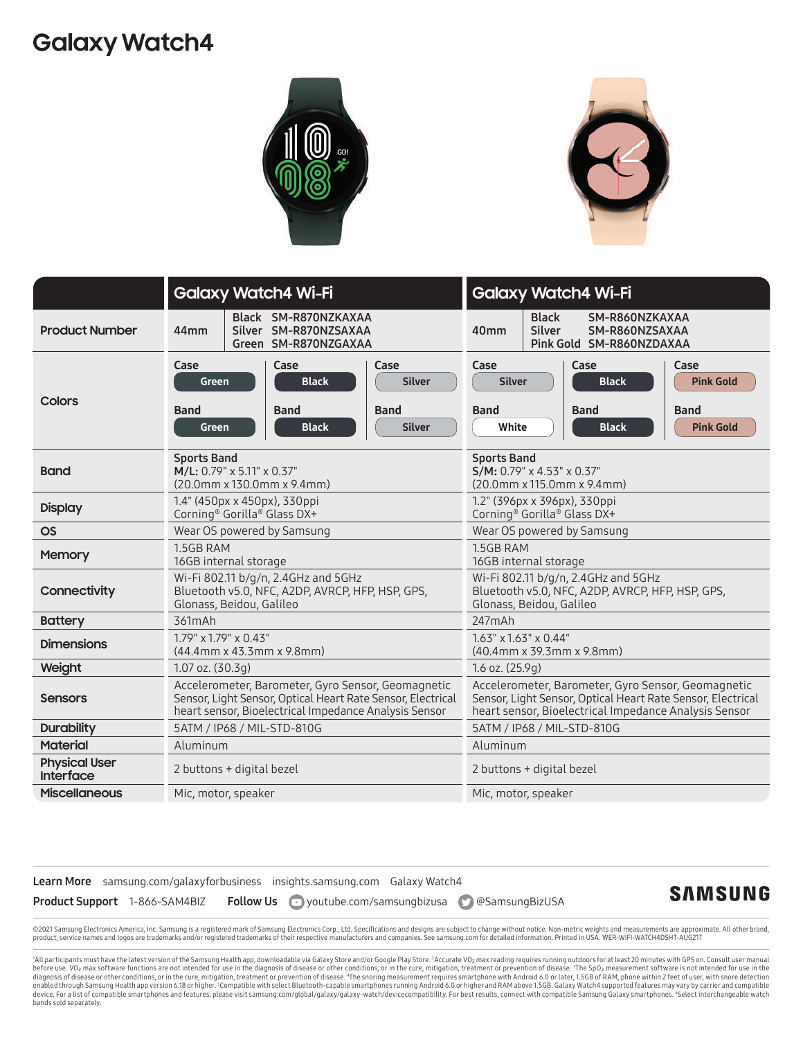# Galaxy Watch4

| | Galaxy Watch4 Wi-Fi | Galaxy Watch4 Wi-Fi |
|---|---|---|
| **Product Number** | 44mm — Black SM-R870NZKAXAA, Silver SM-R870NZSAXAA, Green SM-R870NZGAXAA | 40mm — Black SM-R860NZKAXAA, Silver SM-R860NZSAXAA, Pink Gold SM-R860NZDAXAA |
| **Colors** | Case: Green / Band: Green; Case: Black / Band: Black; Case: Silver / Band: Silver | Case: Silver / Band: White; Case: Black / Band: Black; Case: Pink Gold / Band: Pink Gold |
| **Band** | Sports Band<br>**M/L:** 0.79" x 5.11" x 0.37" (20.0mm x 130.0mm x 9.4mm) | Sports Band<br>**S/M:** 0.79" x 4.53" x 0.37" (20.0mm x 115.0mm x 9.4mm) |
| **Display** | 1.4" (450px x 450px), 330ppi<br>Corning® Gorilla® Glass DX+ | 1.2" (396px x 396px), 330ppi<br>Corning® Gorilla® Glass DX+ |
| **OS** | Wear OS powered by Samsung | Wear OS powered by Samsung |
| **Memory** | 1.5GB RAM<br>16GB internal storage | 1.5GB RAM<br>16GB internal storage |
| **Connectivity** | Wi-Fi 802.11 b/g/n, 2.4GHz and 5GHz<br>Bluetooth v5.0, NFC, A2DP, AVRCP, HFP, HSP, GPS, Glonass, Beidou, Galileo | Wi-Fi 802.11 b/g/n, 2.4GHz and 5GHz<br>Bluetooth v5.0, NFC, A2DP, AVRCP, HFP, HSP, GPS, Glonass, Beidou, Galileo |
| **Battery** | 361mAh | 247mAh |
| **Dimensions** | 1.79" x 1.79" x 0.43" (44.4mm x 43.3mm x 9.8mm) | 1.63" x 1.63" x 0.44" (40.4mm x 39.3mm x 9.8mm) |
| **Weight** | 1.07 oz. (30.3g) | 1.6 oz. (25.9g) |
| **Sensors** | Accelerometer, Barometer, Gyro Sensor, Geomagnetic Sensor, Light Sensor, Optical Heart Rate Sensor, Electrical heart sensor, Bioelectrical Impedance Analysis Sensor | Accelerometer, Barometer, Gyro Sensor, Geomagnetic Sensor, Light Sensor, Optical Heart Rate Sensor, Electrical heart sensor, Bioelectrical Impedance Analysis Sensor |
| **Durability** | 5ATM / IP68 / MIL-STD-810G | 5ATM / IP68 / MIL-STD-810G |
| **Material** | Aluminum | Aluminum |
| **Physical User Interface** | 2 buttons + digital bezel | 2 buttons + digital bezel |
| **Miscellaneous** | Mic, motor, speaker | Mic, motor, speaker |

**Learn More** samsung.com/galaxyforbusiness insights.samsung.com Galaxy Watch4

**Product Support** 1-866-SAM4BIZ **Follow Us** youtube.com/samsungbizusa @SamsungBizUSA

SAMSUNG

©2021 Samsung Electronics America, Inc. Samsung is a registered mark of Samsung Electronics Corp., Ltd. Specifications and designs are subject to change without notice. Non-metric weights and measurements are approximate. All other brand, product, service names and logos are trademarks and/or registered trademarks of their respective manufacturers and companies. See samsung.com for detailed information. Printed in USA. WER-WIFI-WATCH4DSHT-AUG21T

[1]All participants must have the latest version of the Samsung Health app, downloadable via Galaxy Store and/or Google Play Store. [2]Accurate $VO_2$ max reading requires running outdoors for at least 20 minutes with GPS on. Consult user manual before use. $VO_2$ max software functions are not intended for use in the diagnosis of disease or other conditions, or in the cure, mitigation, treatment or prevention of disease. [3]The $SpO_2$ measurement software is not intended for use in the diagnosis of disease or other conditions, or in the cure, mitigation, treatment or prevention of disease. [4]The snoring measurement requires smartphone with Android 6.0 or later, 1.5GB of RAM, phone within 2 feet of user, with snore detection enabled through Samsung Health app version 6.18 or higher. [5]Compatible with select Bluetooth-capable smartphones running Android 6.0 or higher and RAM above 1.5GB. Galaxy Watch4 supported features may vary by carrier and compatible device. For a list of compatible smartphones and features, please visit samsung.com/global/galaxy/galaxy-watch/devicecompatibility. For best results, connect with compatible Samsung Galaxy smartphones. [6]Select interchangeable watch bands sold separately.